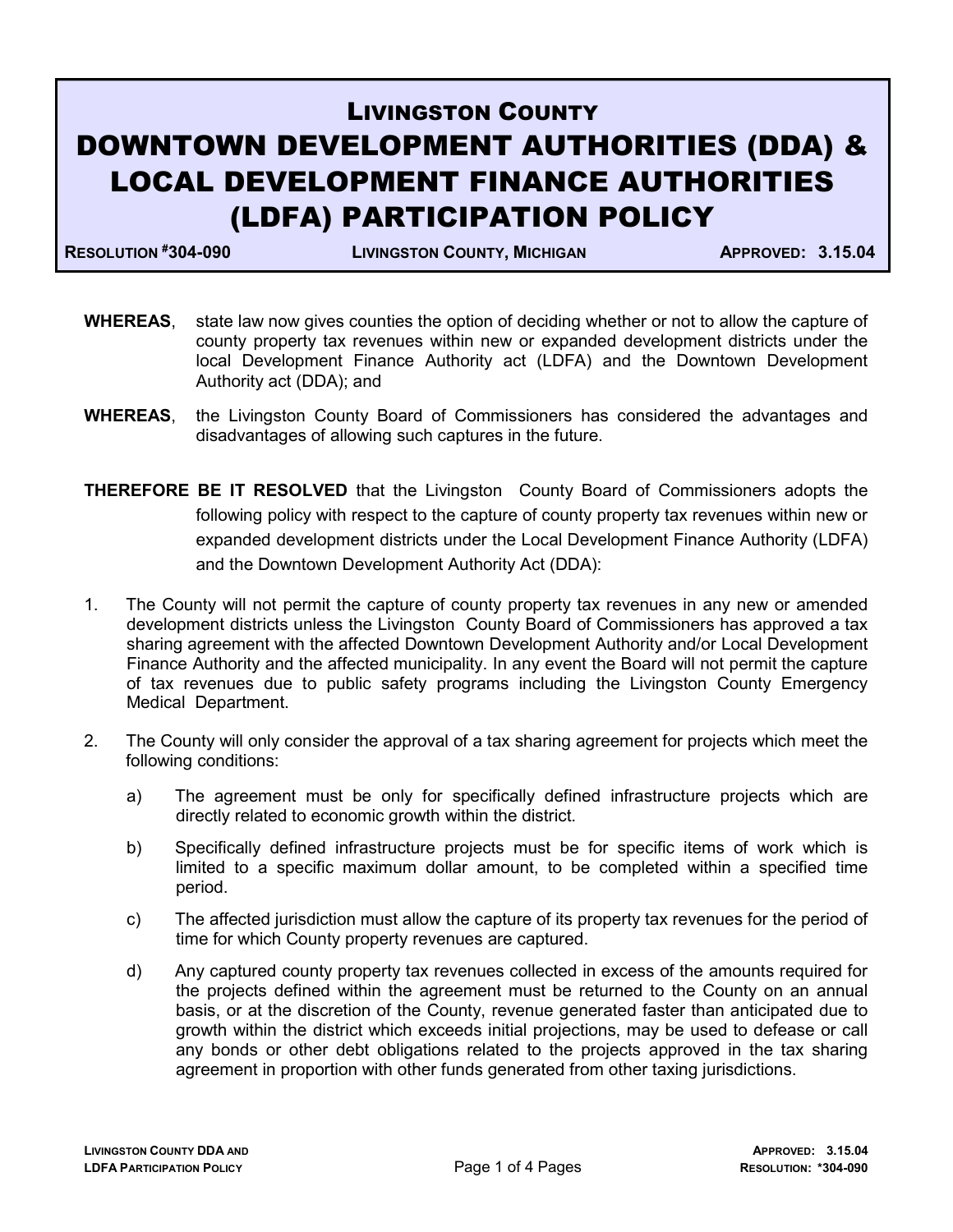# LIVINGSTON COUNTY
# DOWNTOWN DEVELOPMENT AUTHORITIES (DDA) & LOCAL DEVELOPMENT FINANCE AUTHORITIES (LDFA) PARTICIPATION POLICY

**RESOLUTION #304-090** | **LIVINGSTON COUNTY, MICHIGAN** | **APPROVED: 3.15.04**

**WHEREAS**, state law now gives counties the option of deciding whether or not to allow the capture of county property tax revenues within new or expanded development districts under the local Development Finance Authority act (LDFA) and the Downtown Development Authority act (DDA); and

**WHEREAS**, the Livingston County Board of Commissioners has considered the advantages and disadvantages of allowing such captures in the future.

**THEREFORE BE IT RESOLVED** that the Livingston County Board of Commissioners adopts the following policy with respect to the capture of county property tax revenues within new or expanded development districts under the Local Development Finance Authority (LDFA) and the Downtown Development Authority Act (DDA):

1. The County will not permit the capture of county property tax revenues in any new or amended development districts unless the Livingston County Board of Commissioners has approved a tax sharing agreement with the affected Downtown Development Authority and/or Local Development Finance Authority and the affected municipality. In any event the Board will not permit the capture of tax revenues due to public safety programs including the Livingston County Emergency Medical Department.

2. The County will only consider the approval of a tax sharing agreement for projects which meet the following conditions:

   a) The agreement must be only for specifically defined infrastructure projects which are directly related to economic growth within the district.

   b) Specifically defined infrastructure projects must be for specific items of work which is limited to a specific maximum dollar amount, to be completed within a specified time period.

   c) The affected jurisdiction must allow the capture of its property tax revenues for the period of time for which County property revenues are captured.

   d) Any captured county property tax revenues collected in excess of the amounts required for the projects defined within the agreement must be returned to the County on an annual basis, or at the discretion of the County, revenue generated faster than anticipated due to growth within the district which exceeds initial projections, may be used to defease or call any bonds or other debt obligations related to the projects approved in the tax sharing agreement in proportion with other funds generated from other taxing jurisdictions.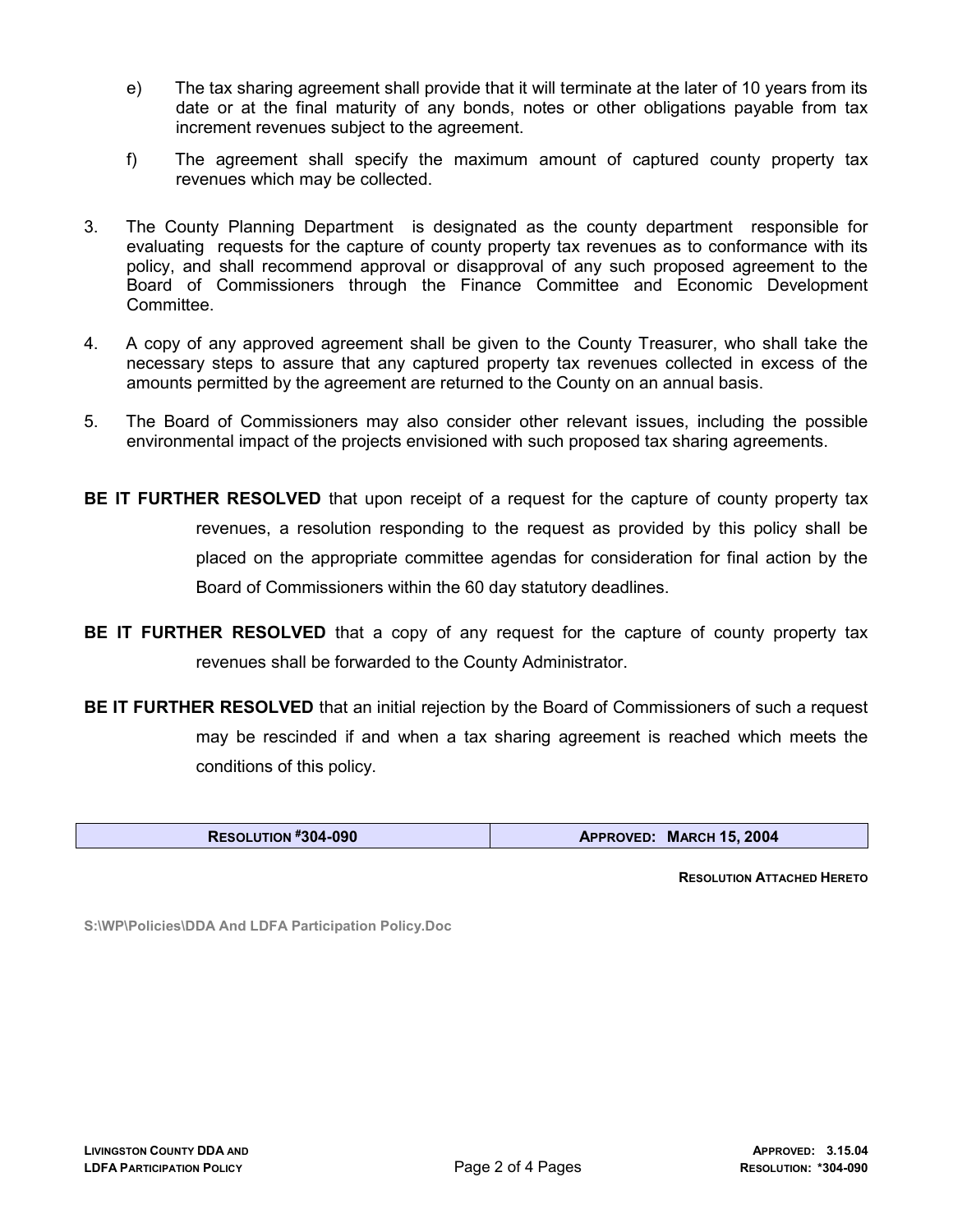e) The tax sharing agreement shall provide that it will terminate at the later of 10 years from its date or at the final maturity of any bonds, notes or other obligations payable from tax increment revenues subject to the agreement.

f) The agreement shall specify the maximum amount of captured county property tax revenues which may be collected.

3. The County Planning Department is designated as the county department responsible for evaluating requests for the capture of county property tax revenues as to conformance with its policy, and shall recommend approval or disapproval of any such proposed agreement to the Board of Commissioners through the Finance Committee and Economic Development Committee.

4. A copy of any approved agreement shall be given to the County Treasurer, who shall take the necessary steps to assure that any captured property tax revenues collected in excess of the amounts permitted by the agreement are returned to the County on an annual basis.

5. The Board of Commissioners may also consider other relevant issues, including the possible environmental impact of the projects envisioned with such proposed tax sharing agreements.

**BE IT FURTHER RESOLVED** that upon receipt of a request for the capture of county property tax revenues, a resolution responding to the request as provided by this policy shall be placed on the appropriate committee agendas for consideration for final action by the Board of Commissioners within the 60 day statutory deadlines.

**BE IT FURTHER RESOLVED** that a copy of any request for the capture of county property tax revenues shall be forwarded to the County Administrator.

**BE IT FURTHER RESOLVED** that an initial rejection by the Board of Commissioners of such a request may be rescinded if and when a tax sharing agreement is reached which meets the conditions of this policy.

| RESOLUTION #304-090 | APPROVED: MARCH 15, 2004 |
| --- | --- |

**RESOLUTION ATTACHED HERETO**

S:\WP\Policies\DDA And LDFA Participation Policy.Doc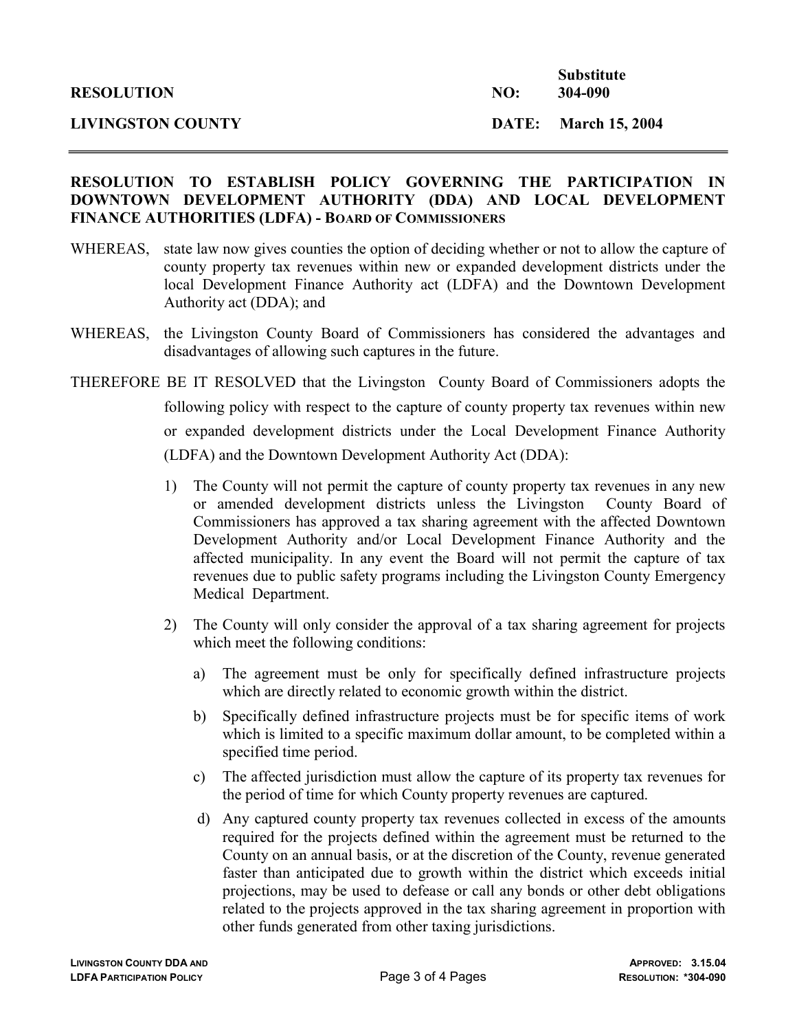| | | |
|---|---|---|
| **RESOLUTION** | **NO:** | **Substitute 304-090** |
| **LIVINGSTON COUNTY** | **DATE:** | **March 15, 2004** |

---

**RESOLUTION TO ESTABLISH POLICY GOVERNING THE PARTICIPATION IN DOWNTOWN DEVELOPMENT AUTHORITY (DDA) AND LOCAL DEVELOPMENT FINANCE AUTHORITIES (LDFA) - BOARD OF COMMISSIONERS**

WHEREAS, state law now gives counties the option of deciding whether or not to allow the capture of county property tax revenues within new or expanded development districts under the local Development Finance Authority act (LDFA) and the Downtown Development Authority act (DDA); and

WHEREAS, the Livingston County Board of Commissioners has considered the advantages and disadvantages of allowing such captures in the future.

THEREFORE BE IT RESOLVED that the Livingston County Board of Commissioners adopts the following policy with respect to the capture of county property tax revenues within new or expanded development districts under the Local Development Finance Authority (LDFA) and the Downtown Development Authority Act (DDA):

1) The County will not permit the capture of county property tax revenues in any new or amended development districts unless the Livingston County Board of Commissioners has approved a tax sharing agreement with the affected Downtown Development Authority and/or Local Development Finance Authority and the affected municipality. In any event the Board will not permit the capture of tax revenues due to public safety programs including the Livingston County Emergency Medical Department.

2) The County will only consider the approval of a tax sharing agreement for projects which meet the following conditions:

   a) The agreement must be only for specifically defined infrastructure projects which are directly related to economic growth within the district.

   b) Specifically defined infrastructure projects must be for specific items of work which is limited to a specific maximum dollar amount, to be completed within a specified time period.

   c) The affected jurisdiction must allow the capture of its property tax revenues for the period of time for which County property revenues are captured.

   d) Any captured county property tax revenues collected in excess of the amounts required for the projects defined within the agreement must be returned to the County on an annual basis, or at the discretion of the County, revenue generated faster than anticipated due to growth within the district which exceeds initial projections, may be used to defease or call any bonds or other debt obligations related to the projects approved in the tax sharing agreement in proportion with other funds generated from other taxing jurisdictions.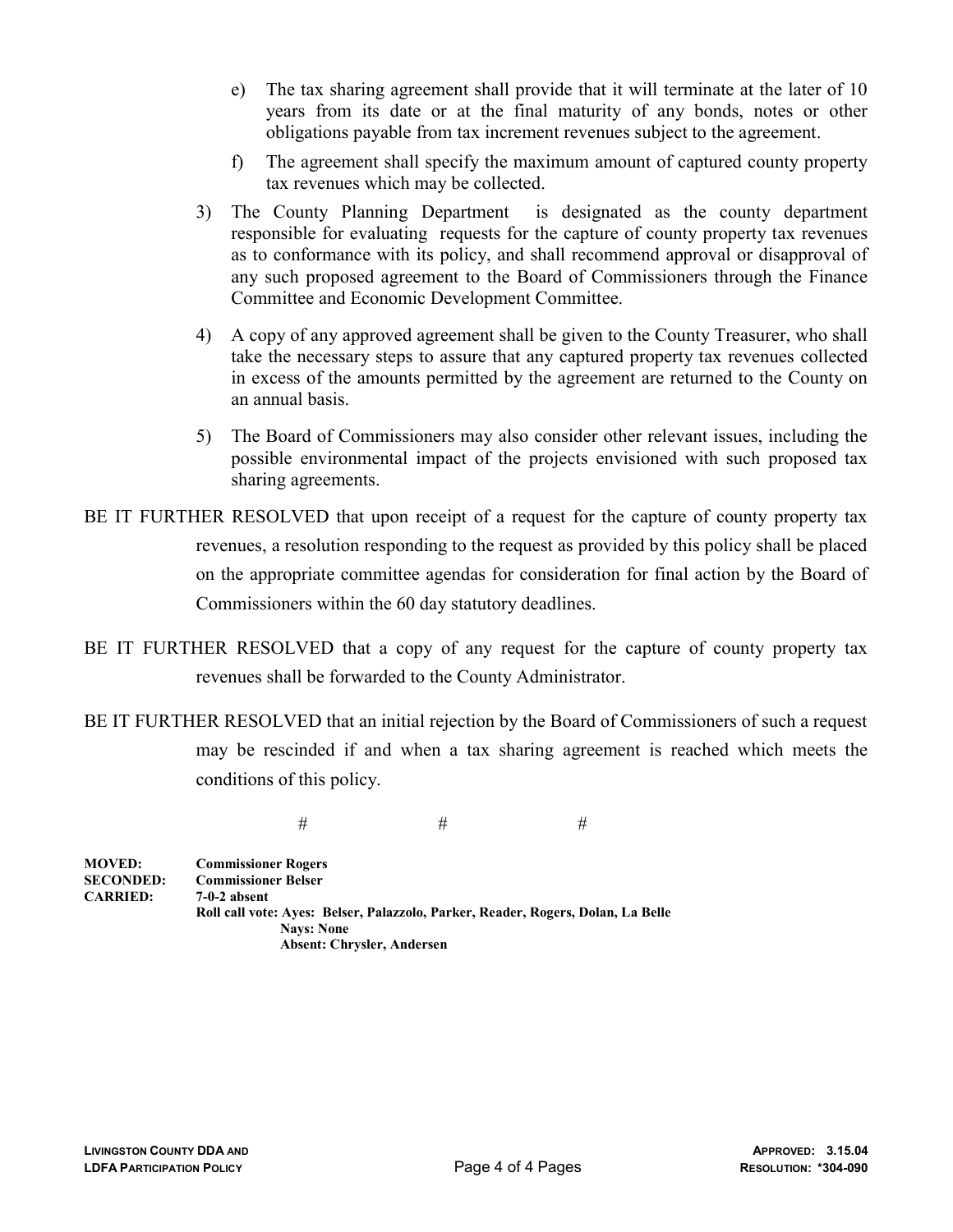e) The tax sharing agreement shall provide that it will terminate at the later of 10 years from its date or at the final maturity of any bonds, notes or other obligations payable from tax increment revenues subject to the agreement.

f) The agreement shall specify the maximum amount of captured county property tax revenues which may be collected.

3) The County Planning Department is designated as the county department responsible for evaluating requests for the capture of county property tax revenues as to conformance with its policy, and shall recommend approval or disapproval of any such proposed agreement to the Board of Commissioners through the Finance Committee and Economic Development Committee.

4) A copy of any approved agreement shall be given to the County Treasurer, who shall take the necessary steps to assure that any captured property tax revenues collected in excess of the amounts permitted by the agreement are returned to the County on an annual basis.

5) The Board of Commissioners may also consider other relevant issues, including the possible environmental impact of the projects envisioned with such proposed tax sharing agreements.

BE IT FURTHER RESOLVED that upon receipt of a request for the capture of county property tax revenues, a resolution responding to the request as provided by this policy shall be placed on the appropriate committee agendas for consideration for final action by the Board of Commissioners within the 60 day statutory deadlines.

BE IT FURTHER RESOLVED that a copy of any request for the capture of county property tax revenues shall be forwarded to the County Administrator.

BE IT FURTHER RESOLVED that an initial rejection by the Board of Commissioners of such a request may be rescinded if and when a tax sharing agreement is reached which meets the conditions of this policy.

# # #

**MOVED:** **Commissioner Rogers**
**SECONDED:** **Commissioner Belser**
**CARRIED:** **7-0-2 absent**
**Roll call vote: Ayes: Belser, Palazzolo, Parker, Reader, Rogers, Dolan, La Belle**
**Nays: None**
**Absent: Chrysler, Andersen**

**LIVINGSTON COUNTY DDA AND LDFA PARTICIPATION POLICY** **APPROVED: 3.15.04** **RESOLUTION: *304-090**